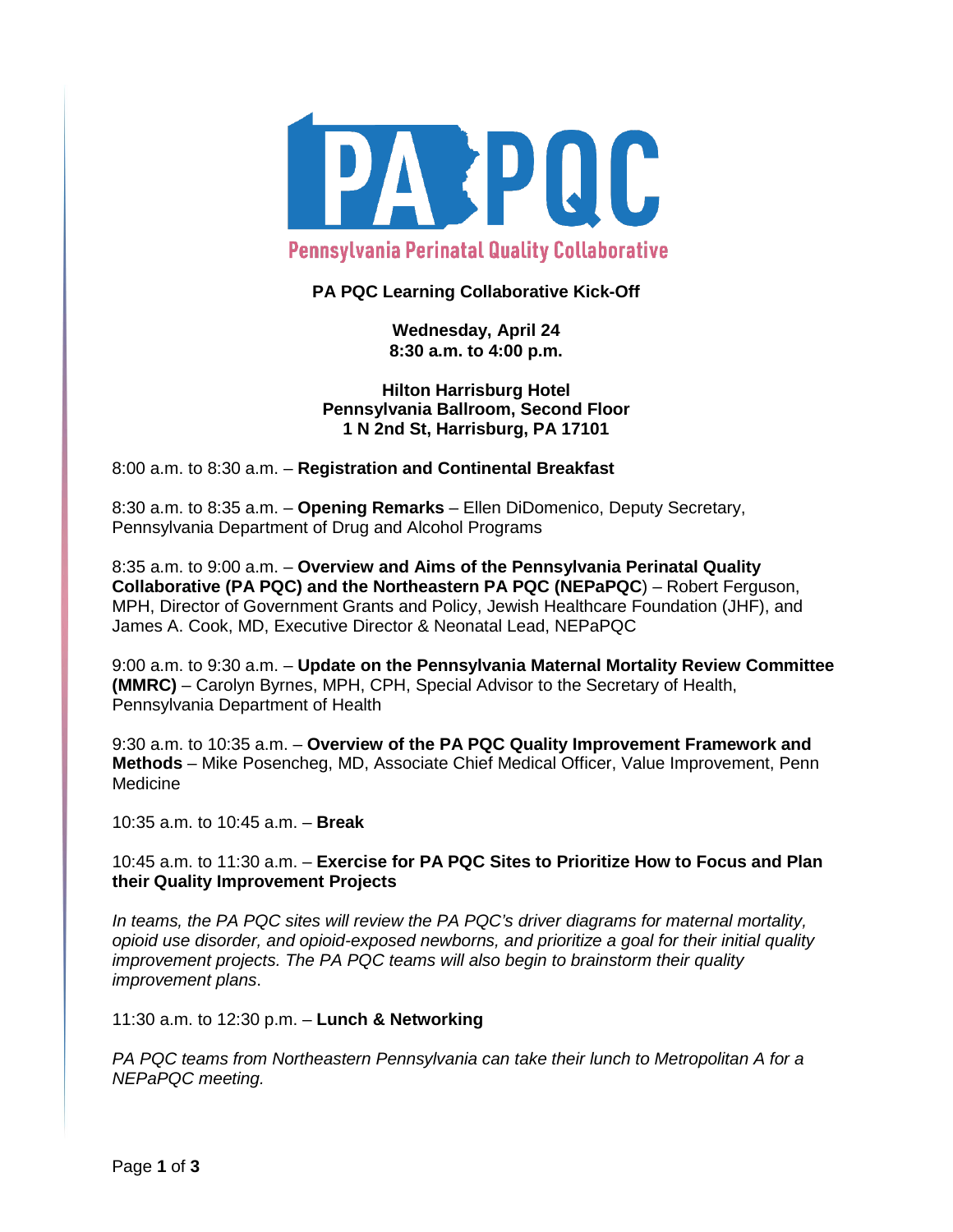# PA PQC

## Pennsylvania Perinatal Quality Collaborative

**PA PQC Learning Collaborative Kick-Off**

**Wednesday, April 24**
**8:30 a.m. to 4:00 p.m.**

**Hilton Harrisburg Hotel**
**Pennsylvania Ballroom, Second Floor**
**1 N 2nd St, Harrisburg, PA 17101**

8:00 a.m. to 8:30 a.m. – **Registration and Continental Breakfast**

8:30 a.m. to 8:35 a.m. – **Opening Remarks** – Ellen DiDomenico, Deputy Secretary, Pennsylvania Department of Drug and Alcohol Programs

8:35 a.m. to 9:00 a.m. – **Overview and Aims of the Pennsylvania Perinatal Quality Collaborative (PA PQC) and the Northeastern PA PQC (NEPaPQC**) – Robert Ferguson, MPH, Director of Government Grants and Policy, Jewish Healthcare Foundation (JHF), and James A. Cook, MD, Executive Director & Neonatal Lead, NEPaPQC

9:00 a.m. to 9:30 a.m. – **Update on the Pennsylvania Maternal Mortality Review Committee (MMRC)** – Carolyn Byrnes, MPH, CPH, Special Advisor to the Secretary of Health, Pennsylvania Department of Health

9:30 a.m. to 10:35 a.m. – **Overview of the PA PQC Quality Improvement Framework and Methods** – Mike Posencheg, MD, Associate Chief Medical Officer, Value Improvement, Penn Medicine

10:35 a.m. to 10:45 a.m. – **Break**

10:45 a.m. to 11:30 a.m. – **Exercise for PA PQC Sites to Prioritize How to Focus and Plan their Quality Improvement Projects**

*In teams, the PA PQC sites will review the PA PQC's driver diagrams for maternal mortality, opioid use disorder, and opioid-exposed newborns, and prioritize a goal for their initial quality improvement projects. The PA PQC teams will also begin to brainstorm their quality improvement plans*.

11:30 a.m. to 12:30 p.m. – **Lunch & Networking**

*PA PQC teams from Northeastern Pennsylvania can take their lunch to Metropolitan A for a NEPaPQC meeting.*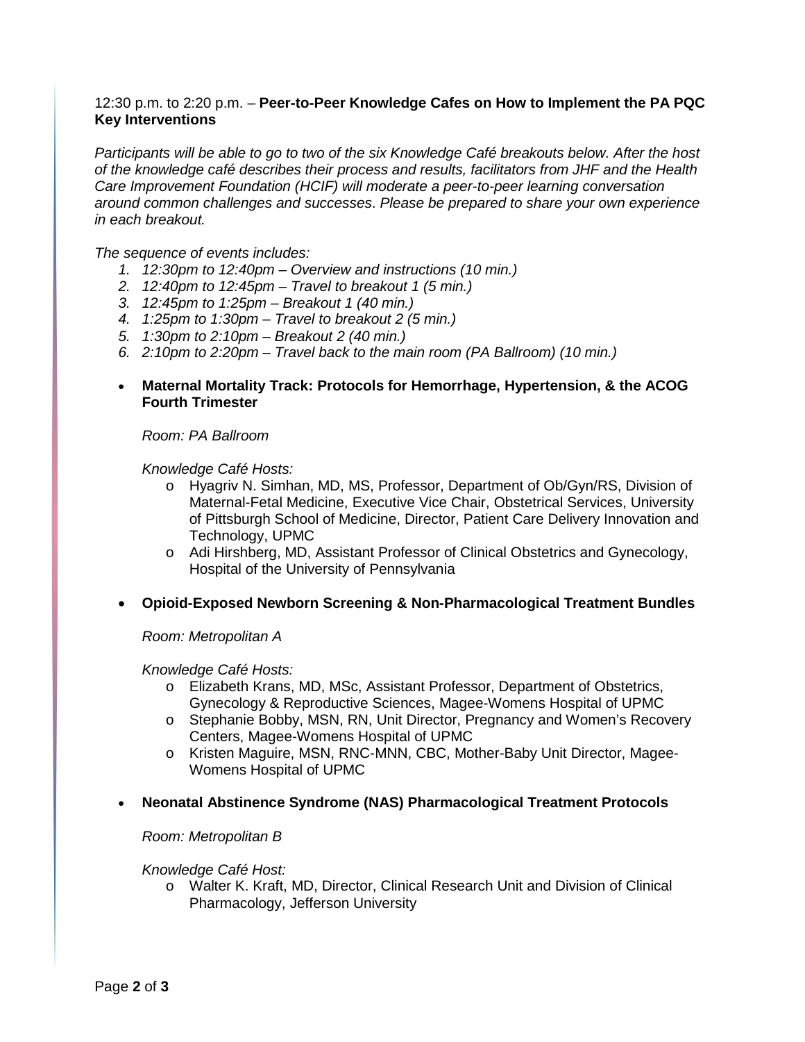12:30 p.m. to 2:20 p.m. – **Peer-to-Peer Knowledge Cafes on How to Implement the PA PQC Key Interventions**

*Participants will be able to go to two of the six Knowledge Café breakouts below. After the host of the knowledge café describes their process and results, facilitators from JHF and the Health Care Improvement Foundation (HCIF) will moderate a peer-to-peer learning conversation around common challenges and successes. Please be prepared to share your own experience in each breakout.*

*The sequence of events includes:*

1. *12:30pm to 12:40pm – Overview and instructions (10 min.)*
2. *12:40pm to 12:45pm – Travel to breakout 1 (5 min.)*
3. *12:45pm to 1:25pm – Breakout 1 (40 min.)*
4. *1:25pm to 1:30pm – Travel to breakout 2 (5 min.)*
5. *1:30pm to 2:10pm – Breakout 2 (40 min.)*
6. *2:10pm to 2:20pm – Travel back to the main room (PA Ballroom) (10 min.)*

- **Maternal Mortality Track: Protocols for Hemorrhage, Hypertension, & the ACOG Fourth Trimester**

  *Room: PA Ballroom*

  *Knowledge Café Hosts:*
  - Hyagriv N. Simhan, MD, MS, Professor, Department of Ob/Gyn/RS, Division of Maternal-Fetal Medicine, Executive Vice Chair, Obstetrical Services, University of Pittsburgh School of Medicine, Director, Patient Care Delivery Innovation and Technology, UPMC
  - Adi Hirshberg, MD, Assistant Professor of Clinical Obstetrics and Gynecology, Hospital of the University of Pennsylvania

- **Opioid-Exposed Newborn Screening & Non-Pharmacological Treatment Bundles**

  *Room: Metropolitan A*

  *Knowledge Café Hosts:*
  - Elizabeth Krans, MD, MSc, Assistant Professor, Department of Obstetrics, Gynecology & Reproductive Sciences, Magee-Womens Hospital of UPMC
  - Stephanie Bobby, MSN, RN, Unit Director, Pregnancy and Women's Recovery Centers, Magee-Womens Hospital of UPMC
  - Kristen Maguire, MSN, RNC-MNN, CBC, Mother-Baby Unit Director, Magee-Womens Hospital of UPMC

- **Neonatal Abstinence Syndrome (NAS) Pharmacological Treatment Protocols**

  *Room: Metropolitan B*

  *Knowledge Café Host:*
  - Walter K. Kraft, MD, Director, Clinical Research Unit and Division of Clinical Pharmacology, Jefferson University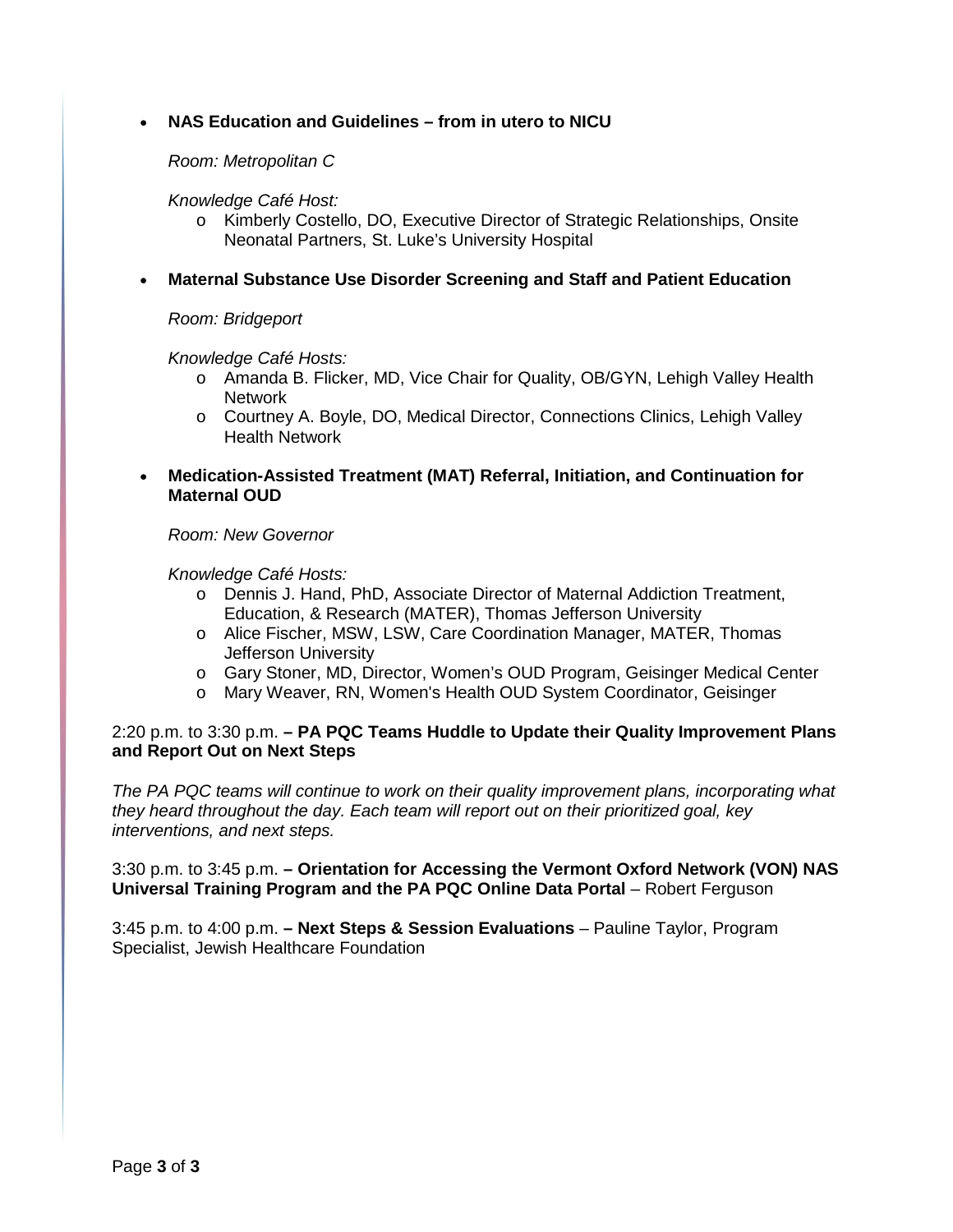- **NAS Education and Guidelines – from in utero to NICU**

  *Room: Metropolitan C*

  *Knowledge Café Host:*
  - Kimberly Costello, DO, Executive Director of Strategic Relationships, Onsite Neonatal Partners, St. Luke's University Hospital

- **Maternal Substance Use Disorder Screening and Staff and Patient Education**

  *Room: Bridgeport*

  *Knowledge Café Hosts:*
  - Amanda B. Flicker, MD, Vice Chair for Quality, OB/GYN, Lehigh Valley Health Network
  - Courtney A. Boyle, DO, Medical Director, Connections Clinics, Lehigh Valley Health Network

- **Medication-Assisted Treatment (MAT) Referral, Initiation, and Continuation for Maternal OUD**

  *Room: New Governor*

  *Knowledge Café Hosts:*
  - Dennis J. Hand, PhD, Associate Director of Maternal Addiction Treatment, Education, & Research (MATER), Thomas Jefferson University
  - Alice Fischer, MSW, LSW, Care Coordination Manager, MATER, Thomas Jefferson University
  - Gary Stoner, MD, Director, Women's OUD Program, Geisinger Medical Center
  - Mary Weaver, RN, Women's Health OUD System Coordinator, Geisinger

2:20 p.m. to 3:30 p.m. **– PA PQC Teams Huddle to Update their Quality Improvement Plans and Report Out on Next Steps**

*The PA PQC teams will continue to work on their quality improvement plans, incorporating what they heard throughout the day. Each team will report out on their prioritized goal, key interventions, and next steps.*

3:30 p.m. to 3:45 p.m. **– Orientation for Accessing the Vermont Oxford Network (VON) NAS Universal Training Program and the PA PQC Online Data Portal** – Robert Ferguson

3:45 p.m. to 4:00 p.m. **– Next Steps & Session Evaluations** – Pauline Taylor, Program Specialist, Jewish Healthcare Foundation